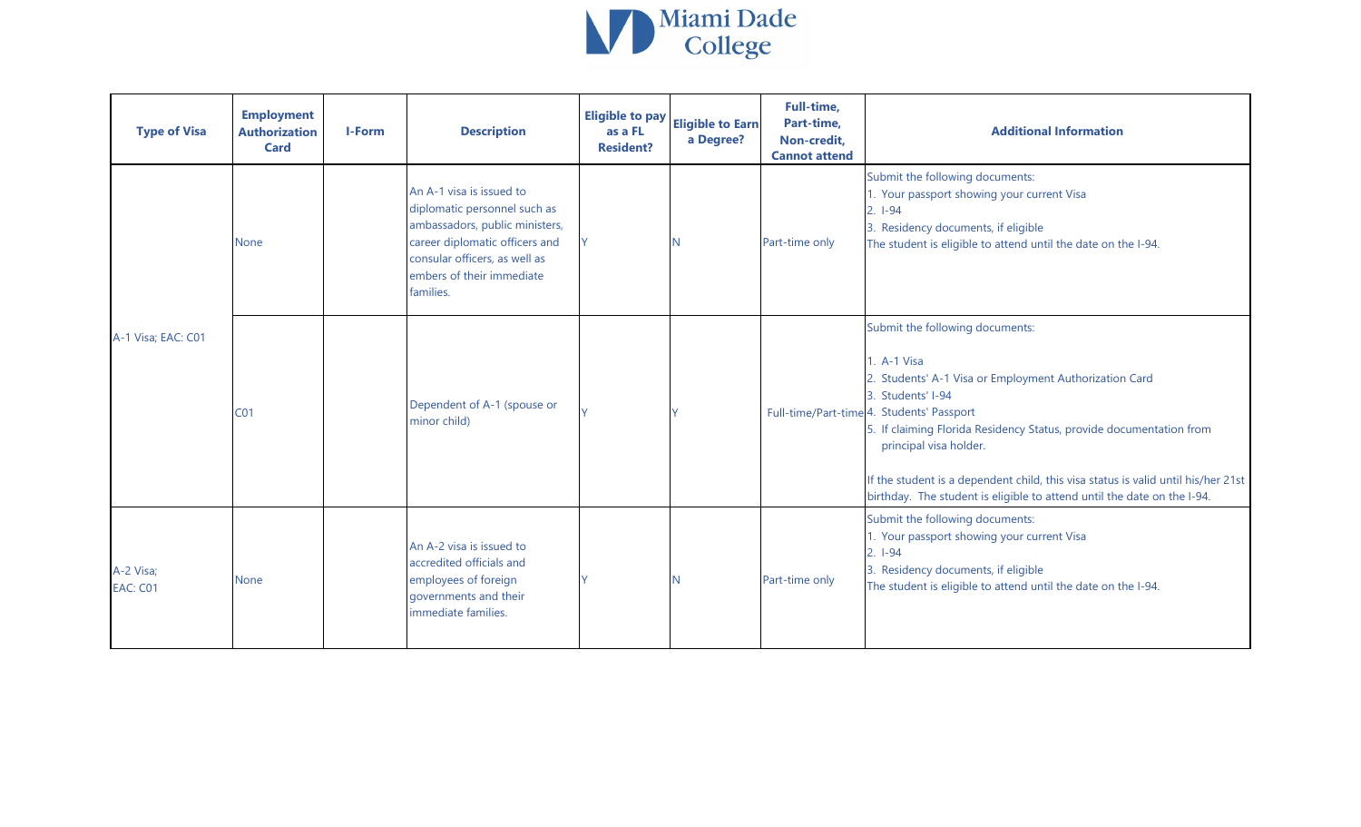| Type of Visa | Employment Authorization Card | I-Form | Description | Eligible to pay as a FL Resident? | Eligible to Earn a Degree? | Full-time, Part-time, Non-credit, Cannot attend | Additional Information |
|---|---|---|---|---|---|---|---|
| A-1 Visa; EAC: C01 | None | | An A-1 visa is issued to diplomatic personnel such as ambassadors, public ministers, career diplomatic officers and consular officers, as well as embers of their immediate families. | Y | N | Part-time only | Submit the following documents:<br>1. Your passport showing your current Visa<br>2. I-94<br>3. Residency documents, if eligible<br>The student is eligible to attend until the date on the I-94. |
| | C01 | | Dependent of A-1 (spouse or minor child) | Y | Y | Full-time/Part-time | Submit the following documents:<br>1. A-1 Visa<br>2. Students' A-1 Visa or Employment Authorization Card<br>3. Students' I-94<br>4. Students' Passport<br>5. If claiming Florida Residency Status, provide documentation from principal visa holder.<br><br>If the student is a dependent child, this visa status is valid until his/her 21st birthday. The student is eligible to attend until the date on the I-94. |
| A-2 Visa; EAC: C01 | None | | An A-2 visa is issued to accredited officials and employees of foreign governments and their immediate families. | Y | N | Part-time only | Submit the following documents:<br>1. Your passport showing your current Visa<br>2. I-94<br>3. Residency documents, if eligible<br>The student is eligible to attend until the date on the I-94. |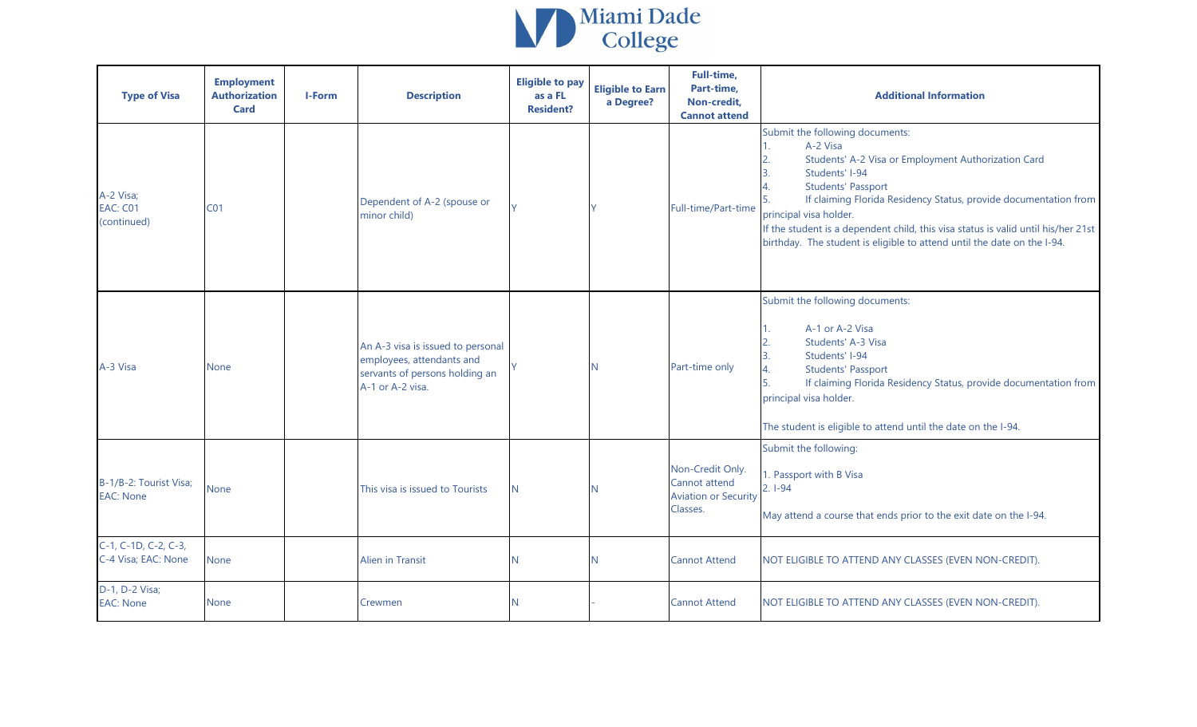| Type of Visa | Employment Authorization Card | I-Form | Description | Eligible to pay as a FL Resident? | Eligible to Earn a Degree? | Full-time, Part-time, Non-credit, Cannot attend | Additional Information |
|---|---|---|---|---|---|---|---|
| A-2 Visa; EAC: C01 (continued) | C01 | | Dependent of A-2 (spouse or minor child) | Y | Y | Full-time/Part-time | Submit the following documents:<br>1. A-2 Visa<br>2. Students' A-2 Visa or Employment Authorization Card<br>3. Students' I-94<br>4. Students' Passport<br>5. If claiming Florida Residency Status, provide documentation from principal visa holder.<br>If the student is a dependent child, this visa status is valid until his/her 21st birthday. The student is eligible to attend until the date on the I-94. |
| A-3 Visa | None | | An A-3 visa is issued to personal employees, attendants and servants of persons holding an A-1 or A-2 visa. | Y | N | Part-time only | Submit the following documents:<br>1. A-1 or A-2 Visa<br>2. Students' A-3 Visa<br>3. Students' I-94<br>4. Students' Passport<br>5. If claiming Florida Residency Status, provide documentation from principal visa holder.<br>The student is eligible to attend until the date on the I-94. |
| B-1/B-2: Tourist Visa; EAC: None | None | | This visa is issued to Tourists | N | N | Non-Credit Only. Cannot attend Aviation or Security Classes. | Submit the following:<br>1. Passport with B Visa<br>2. I-94<br>May attend a course that ends prior to the exit date on the I-94. |
| C-1, C-1D, C-2, C-3, C-4 Visa; EAC: None | None | | Alien in Transit | N | N | Cannot Attend | NOT ELIGIBLE TO ATTEND ANY CLASSES (EVEN NON-CREDIT). |
| D-1, D-2 Visa; EAC: None | None | | Crewmen | N | - | Cannot Attend | NOT ELIGIBLE TO ATTEND ANY CLASSES (EVEN NON-CREDIT). |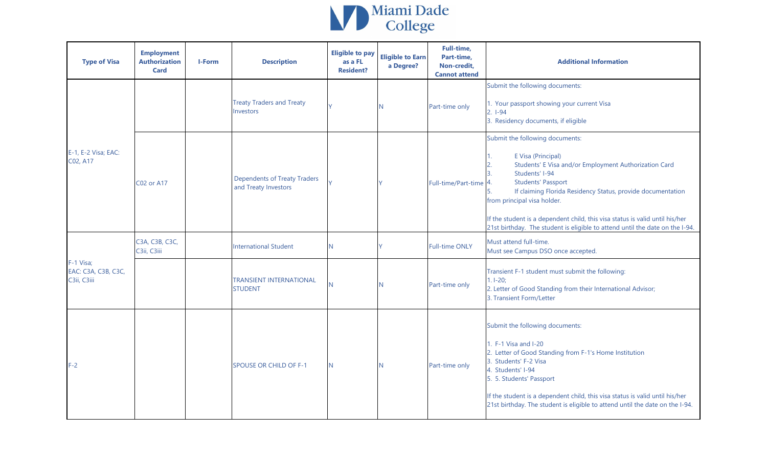| Type of Visa | Employment Authorization Card | I-Form | Description | Eligible to pay as a FL Resident? | Eligible to Earn a Degree? | Full-time, Part-time, Non-credit, Cannot attend | Additional Information |
|---|---|---|---|---|---|---|---|
| E-1, E-2 Visa; EAC: C02, A17 | | | Treaty Traders and Treaty Investors | Y | N | Part-time only | Submit the following documents:<br><br>1. Your passport showing your current Visa<br>2. I-94<br>3. Residency documents, if eligible |
| | C02 or A17 | | Dependents of Treaty Traders and Treaty Investors | Y | Y | Full-time/Part-time | Submit the following documents:<br><br>1. E Visa (Principal)<br>2. Students' E Visa and/or Employment Authorization Card<br>3. Students' I-94<br>4. Students' Passport<br>5. If claiming Florida Residency Status, provide documentation from principal visa holder.<br><br>If the student is a dependent child, this visa status is valid until his/her 21st birthday. The student is eligible to attend until the date on the I-94. |
| F-1 Visa; EAC: C3A, C3B, C3C, C3ii, C3iii | C3A, C3B, C3C, C3ii, C3iii | | International Student | N | Y | Full-time ONLY | Must attend full-time.<br>Must see Campus DSO once accepted. |
| | | | TRANSIENT INTERNATIONAL STUDENT | N | N | Part-time only | Transient F-1 student must submit the following:<br>1. I-20;<br>2. Letter of Good Standing from their International Advisor;<br>3. Transient Form/Letter |
| F-2 | | | SPOUSE OR CHILD OF F-1 | N | N | Part-time only | Submit the following documents:<br><br>1. F-1 Visa and I-20<br>2. Letter of Good Standing from F-1's Home Institution<br>3. Students' F-2 Visa<br>4. Students' I-94<br>5. 5. Students' Passport<br><br>If the student is a dependent child, this visa status is valid until his/her 21st birthday. The student is eligible to attend until the date on the I-94. |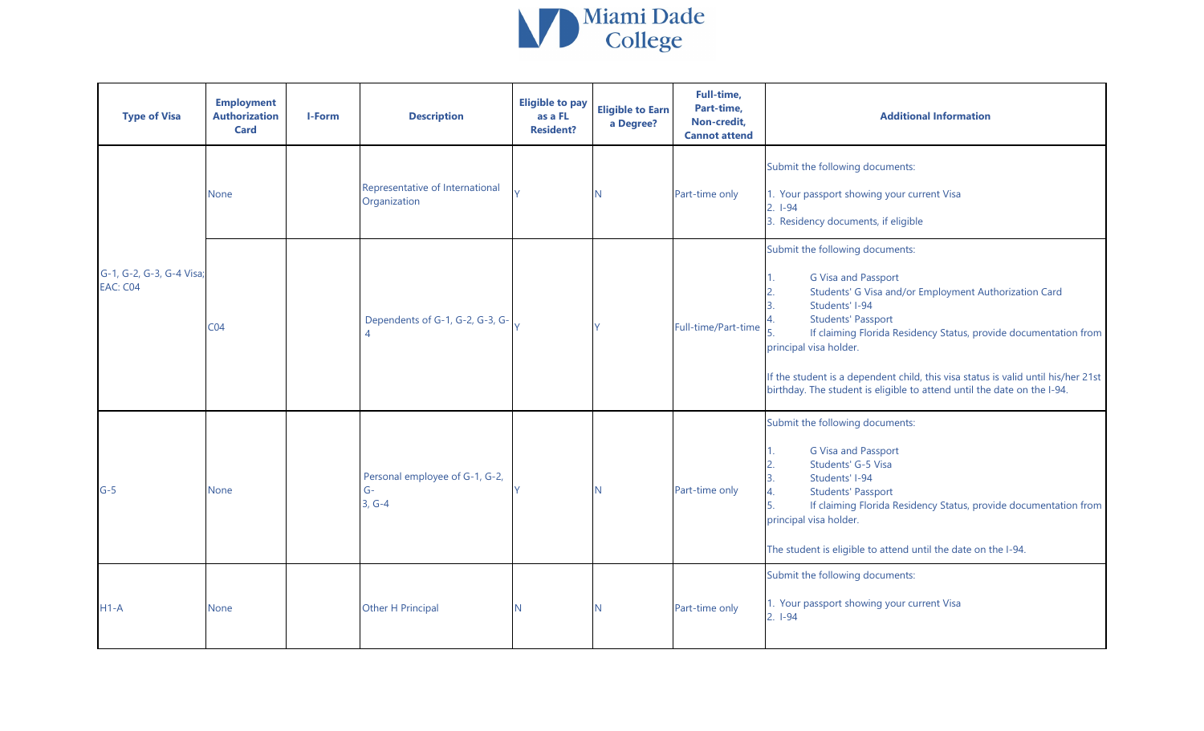| Type of Visa | Employment Authorization Card | I-Form | Description | Eligible to pay as a FL Resident? | Eligible to Earn a Degree? | Full-time, Part-time, Non-credit, Cannot attend | Additional Information |
|---|---|---|---|---|---|---|---|
| G-1, G-2, G-3, G-4 Visa; EAC: C04 | None | | Representative of International Organization | Y | N | Part-time only | Submit the following documents:<br><br>1. Your passport showing your current Visa<br>2. I-94<br>3. Residency documents, if eligible |
| | C04 | | Dependents of G-1, G-2, G-3, G-4 | Y | Y | Full-time/Part-time | Submit the following documents:<br><br>1. G Visa and Passport<br>2. Students' G Visa and/or Employment Authorization Card<br>3. Students' I-94<br>4. Students' Passport<br>5. If claiming Florida Residency Status, provide documentation from principal visa holder.<br><br>If the student is a dependent child, this visa status is valid until his/her 21st birthday. The student is eligible to attend until the date on the I-94. |
| G-5 | None | | Personal employee of G-1, G-2, G-3, G-4 | Y | N | Part-time only | Submit the following documents:<br><br>1. G Visa and Passport<br>2. Students' G-5 Visa<br>3. Students' I-94<br>4. Students' Passport<br>5. If claiming Florida Residency Status, provide documentation from principal visa holder.<br><br>The student is eligible to attend until the date on the I-94. |
| H1-A | None | | Other H Principal | N | N | Part-time only | Submit the following documents:<br><br>1. Your passport showing your current Visa<br>2. I-94 |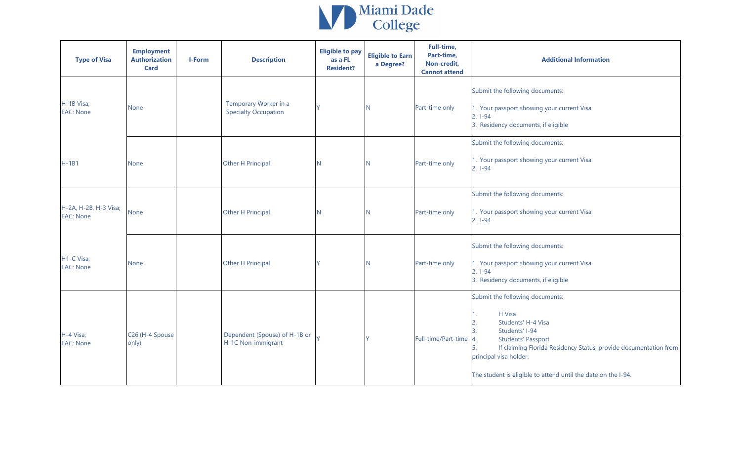| Type of Visa | Employment Authorization Card | I-Form | Description | Eligible to pay as a FL Resident? | Eligible to Earn a Degree? | Full-time, Part-time, Non-credit, Cannot attend | Additional Information |
|---|---|---|---|---|---|---|---|
| H-1B Visa; EAC: None | None | | Temporary Worker in a Specialty Occupation | Y | N | Part-time only | Submit the following documents:<br><br>1. Your passport showing your current Visa<br>2. I-94<br>3. Residency documents, if eligible |
| H-1B1 | None | | Other H Principal | N | N | Part-time only | Submit the following documents:<br><br>1. Your passport showing your current Visa<br>2. I-94 |
| H-2A, H-2B, H-3 Visa; EAC: None | None | | Other H Principal | N | N | Part-time only | Submit the following documents:<br><br>1. Your passport showing your current Visa<br>2. I-94 |
| H1-C Visa; EAC: None | None | | Other H Principal | Y | N | Part-time only | Submit the following documents:<br><br>1. Your passport showing your current Visa<br>2. I-94<br>3. Residency documents, if eligible |
| H-4 Visa; EAC: None | C26 (H-4 Spouse only) | | Dependent (Spouse) of H-1B or H-1C Non-immigrant | Y | Y | Full-time/Part-time | Submit the following documents:<br><br>1. H Visa<br>2. Students' H-4 Visa<br>3. Students' I-94<br>4. Students' Passport<br>5. If claiming Florida Residency Status, provide documentation from principal visa holder.<br><br>The student is eligible to attend until the date on the I-94. |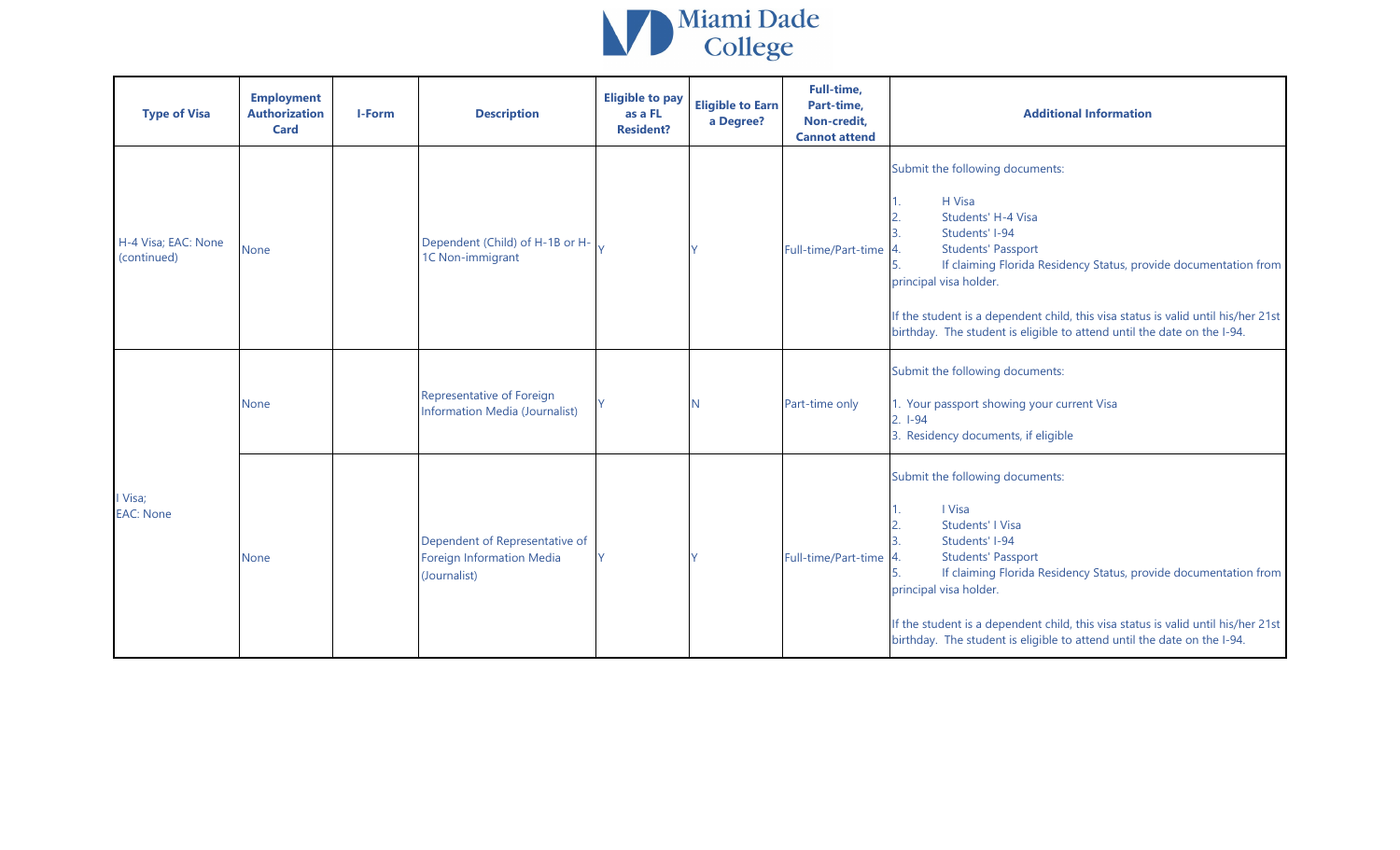| Type of Visa | Employment Authorization Card | I-Form | Description | Eligible to pay as a FL Resident? | Eligible to Earn a Degree? | Full-time, Part-time, Non-credit, Cannot attend | Additional Information |
|---|---|---|---|---|---|---|---|
| H-4 Visa; EAC: None (continued) | None | | Dependent (Child) of H-1B or H-1C Non-immigrant | Y | Y | Full-time/Part-time | Submit the following documents:<br>1. H Visa<br>2. Students' H-4 Visa<br>3. Students' I-94<br>4. Students' Passport<br>5. If claiming Florida Residency Status, provide documentation from principal visa holder.<br><br>If the student is a dependent child, this visa status is valid until his/her 21st birthday. The student is eligible to attend until the date on the I-94. |
| I Visa; EAC: None | None | | Representative of Foreign Information Media (Journalist) | Y | N | Part-time only | Submit the following documents:<br><br>1. Your passport showing your current Visa<br>2. I-94<br>3. Residency documents, if eligible |
| | None | | Dependent of Representative of Foreign Information Media (Journalist) | Y | Y | Full-time/Part-time | Submit the following documents:<br>1. I Visa<br>2. Students' I Visa<br>3. Students' I-94<br>4. Students' Passport<br>5. If claiming Florida Residency Status, provide documentation from principal visa holder.<br><br>If the student is a dependent child, this visa status is valid until his/her 21st birthday. The student is eligible to attend until the date on the I-94. |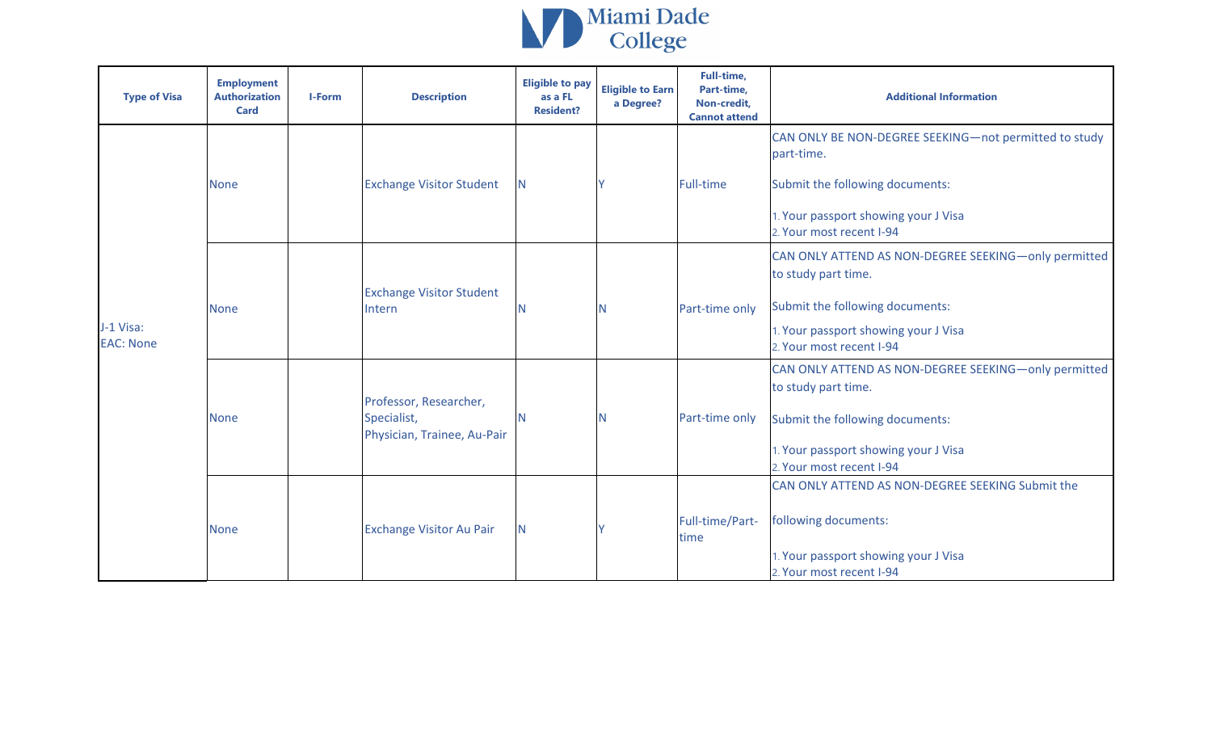| Type of Visa | Employment Authorization Card | I-Form | Description | Eligible to pay as a FL Resident? | Eligible to Earn a Degree? | Full-time, Part-time, Non-credit, Cannot attend | Additional Information |
|---|---|---|---|---|---|---|---|
| J-1 Visa: EAC: None | None | | Exchange Visitor Student | N | Y | Full-time | CAN ONLY BE NON-DEGREE SEEKING—not permitted to study part-time. Submit the following documents: 1. Your passport showing your J Visa 2. Your most recent I-94 |
| | None | | Exchange Visitor Student Intern | N | N | Part-time only | CAN ONLY ATTEND AS NON-DEGREE SEEKING—only permitted to study part time. Submit the following documents: 1. Your passport showing your J Visa 2. Your most recent I-94 |
| | None | | Professor, Researcher, Specialist, Physician, Trainee, Au-Pair | N | N | Part-time only | CAN ONLY ATTEND AS NON-DEGREE SEEKING—only permitted to study part time. Submit the following documents: 1. Your passport showing your J Visa 2. Your most recent I-94 |
| | None | | Exchange Visitor Au Pair | N | Y | Full-time/Part-time | CAN ONLY ATTEND AS NON-DEGREE SEEKING Submit the following documents: 1. Your passport showing your J Visa 2. Your most recent I-94 |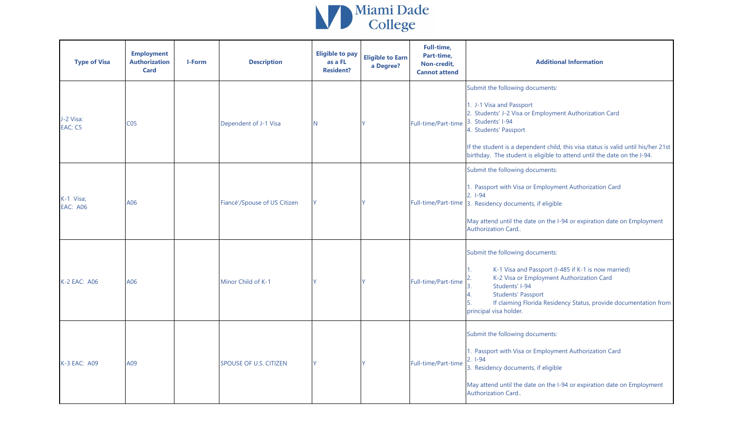# Miami Dade College

| Type of Visa | Employment Authorization Card | I-Form | Description | Eligible to pay as a FL Resident? | Eligible to Earn a Degree? | Full-time, Part-time, Non-credit, Cannot attend | Additional Information |
|---|---|---|---|---|---|---|---|
| J-2 Visa: EAC: C5 | C05 | | Dependent of J-1 Visa | N | Y | Full-time/Part-time | Submit the following documents:<br><br>1. J-1 Visa and Passport<br>2. Students' J-2 Visa or Employment Authorization Card<br>3. Students' I-94<br>4. Students' Passport<br><br>If the student is a dependent child, this visa status is valid until his/her 21st birthday. The student is eligible to attend until the date on the I-94. |
| K-1 Visa; EAC: A06 | A06 | | Fiancé'/Spouse of US Citizen | Y | Y | Full-time/Part-time | Submit the following documents:<br><br>1. Passport with Visa or Employment Authorization Card<br>2. I-94<br>3. Residency documents, if eligible<br><br>May attend until the date on the I-94 or expiration date on Employment Authorization Card.. |
| K-2 EAC: A06 | A06 | | Minor Child of K-1 | Y | Y | Full-time/Part-time | Submit the following documents:<br><br>1. K-1 Visa and Passport (I-485 if K-1 is now married)<br>2. K-2 Visa or Employment Authorization Card<br>3. Students' I-94<br>4. Students' Passport<br>5. If claiming Florida Residency Status, provide documentation from principal visa holder. |
| K-3 EAC: A09 | A09 | | SPOUSE OF U.S. CITIZEN | Y | Y | Full-time/Part-time | Submit the following documents:<br><br>1. Passport with Visa or Employment Authorization Card<br>2. I-94<br>3. Residency documents, if eligible<br><br>May attend until the date on the I-94 or expiration date on Employment Authorization Card.. |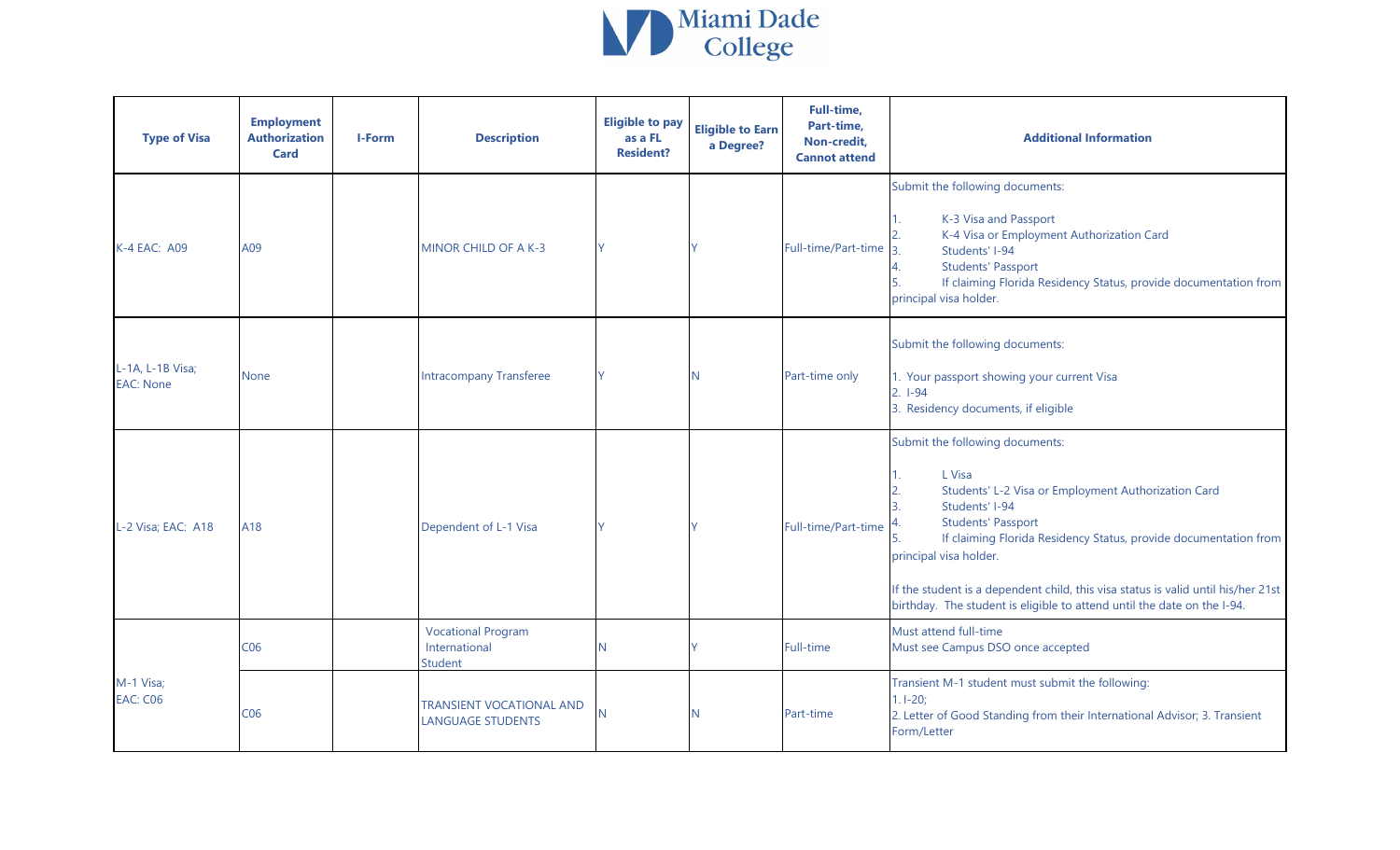| Type of Visa | Employment Authorization Card | I-Form | Description | Eligible to pay as a FL Resident? | Eligible to Earn a Degree? | Full-time, Part-time, Non-credit, Cannot attend | Additional Information |
|---|---|---|---|---|---|---|---|
| K-4 EAC: A09 | A09 | | MINOR CHILD OF A K-3 | Y | Y | Full-time/Part-time | Submit the following documents:<br><br>1. K-3 Visa and Passport<br>2. K-4 Visa or Employment Authorization Card<br>3. Students' I-94<br>4. Students' Passport<br>5. If claiming Florida Residency Status, provide documentation from principal visa holder. |
| L-1A, L-1B Visa; EAC: None | None | | Intracompany Transferee | Y | N | Part-time only | Submit the following documents:<br><br>1. Your passport showing your current Visa<br>2. I-94<br>3. Residency documents, if eligible |
| L-2 Visa; EAC: A18 | A18 | | Dependent of L-1 Visa | Y | Y | Full-time/Part-time | Submit the following documents:<br><br>1. L Visa<br>2. Students' L-2 Visa or Employment Authorization Card<br>3. Students' I-94<br>4. Students' Passport<br>5. If claiming Florida Residency Status, provide documentation from principal visa holder.<br><br>If the student is a dependent child, this visa status is valid until his/her 21st birthday. The student is eligible to attend until the date on the I-94. |
| M-1 Visa; EAC: C06 | C06 | | Vocational Program International Student | N | Y | Full-time | Must attend full-time<br>Must see Campus DSO once accepted |
| | C06 | | TRANSIENT VOCATIONAL AND LANGUAGE STUDENTS | N | N | Part-time | Transient M-1 student must submit the following:<br>1. I-20;<br>2. Letter of Good Standing from their International Advisor; 3. Transient Form/Letter |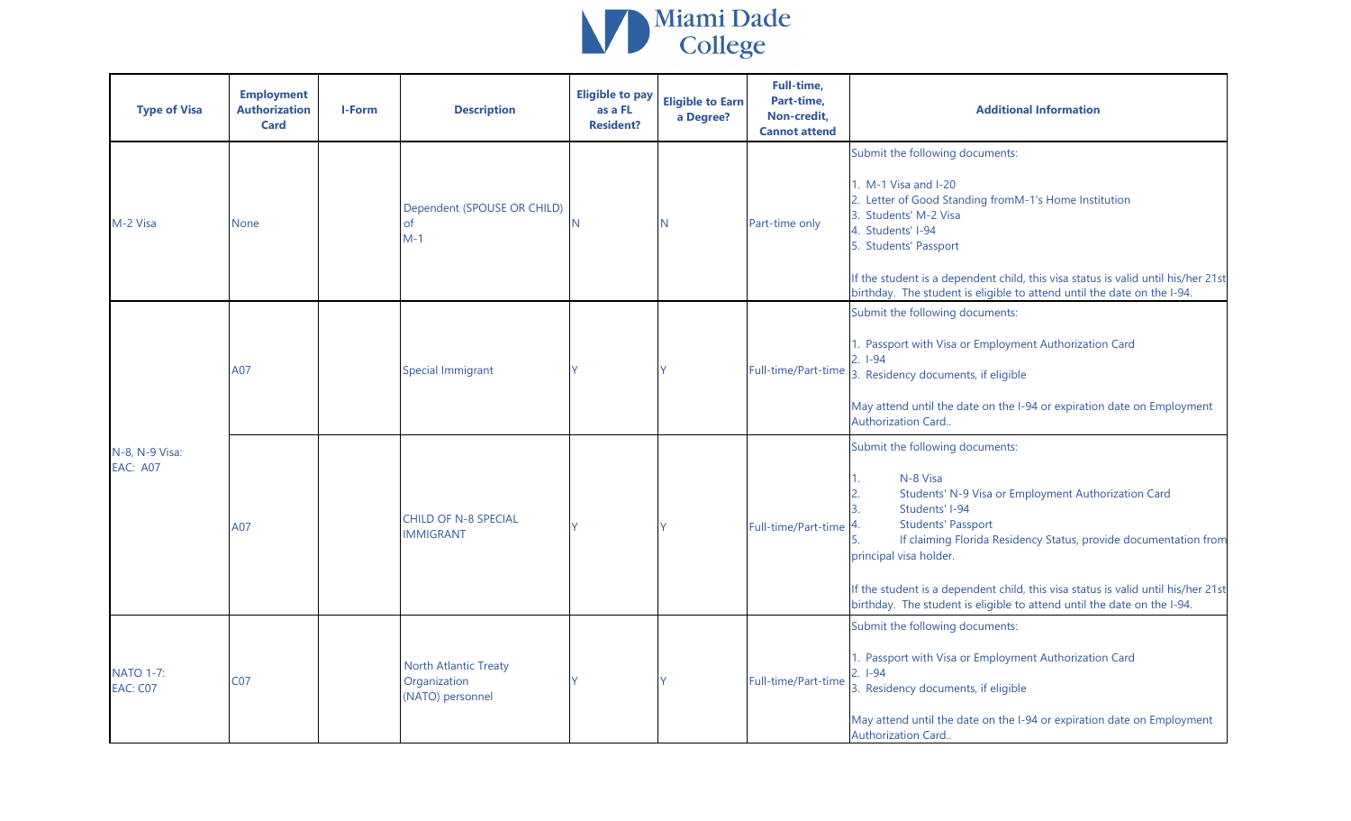| Type of Visa | Employment Authorization Card | I-Form | Description | Eligible to pay as a FL Resident? | Eligible to Earn a Degree? | Full-time, Part-time, Non-credit, Cannot attend | Additional Information |
|---|---|---|---|---|---|---|---|
| M-2 Visa | None | | Dependent (SPOUSE OR CHILD) of M-1 | N | N | Part-time only | Submit the following documents:<br><br>1. M-1 Visa and I-20<br>2. Letter of Good Standing fromM-1's Home Institution<br>3. Students' M-2 Visa<br>4. Students' I-94<br>5. Students' Passport<br><br>If the student is a dependent child, this visa status is valid until his/her 21st birthday. The student is eligible to attend until the date on the I-94. |
| N-8, N-9 Visa: EAC: A07 | A07 | | Special Immigrant | Y | Y | Full-time/Part-time | Submit the following documents:<br><br>1. Passport with Visa or Employment Authorization Card<br>2. I-94<br>3. Residency documents, if eligible<br><br>May attend until the date on the I-94 or expiration date on Employment Authorization Card.. |
| | A07 | | CHILD OF N-8 SPECIAL IMMIGRANT | Y | Y | Full-time/Part-time | Submit the following documents:<br><br>1. N-8 Visa<br>2. Students' N-9 Visa or Employment Authorization Card<br>3. Students' I-94<br>4. Students' Passport<br>5. If claiming Florida Residency Status, provide documentation from principal visa holder.<br><br>If the student is a dependent child, this visa status is valid until his/her 21st birthday. The student is eligible to attend until the date on the I-94. |
| NATO 1-7: EAC: C07 | C07 | | North Atlantic Treaty Organization (NATO) personnel | Y | Y | Full-time/Part-time | Submit the following documents:<br><br>1. Passport with Visa or Employment Authorization Card<br>2. I-94<br>3. Residency documents, if eligible<br><br>May attend until the date on the I-94 or expiration date on Employment Authorization Card.. |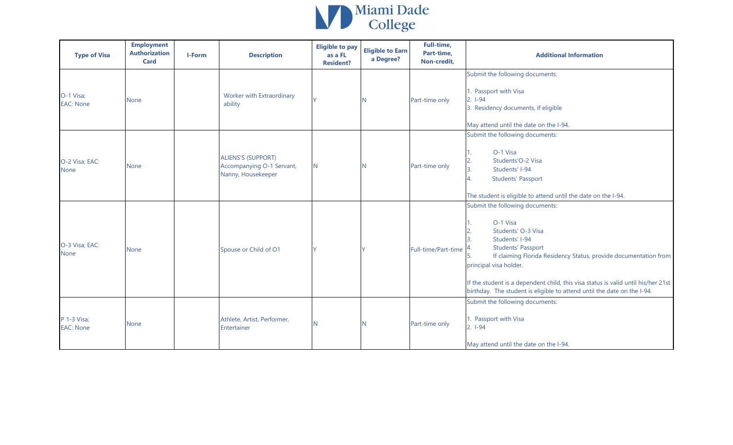| Type of Visa | Employment Authorization Card | I-Form | Description | Eligible to pay as a FL Resident? | Eligible to Earn a Degree? | Full-time, Part-time, Non-credit, | Additional Information |
|---|---|---|---|---|---|---|---|
| O-1 Visa; EAC: None | None | | Worker with Extraordinary ability | Y | N | Part-time only | Submit the following documents:<br><br>1. Passport with Visa<br>2. I-94<br>3. Residency documents, if eligible<br><br>May attend until the date on the I-94. |
| O-2 Visa; EAC: None | None | | ALIENS'S (SUPPORT) Accompanying O-1 Servant, Nanny, Housekeeper | N | N | Part-time only | Submit the following documents:<br><br>1. O-1 Visa<br>2. Students'O-2 Visa<br>3. Students' I-94<br>4. Students' Passport<br><br>The student is eligible to attend until the date on the I-94. |
| O-3 Visa; EAC: None | None | | Spouse or Child of O1 | Y | Y | Full-time/Part-time | Submit the following documents:<br><br>1. O-1 Visa<br>2. Students' O-3 Visa<br>3. Students' I-94<br>4. Students' Passport<br>5. If claiming Florida Residency Status, provide documentation from principal visa holder.<br><br>If the student is a dependent child, this visa status is valid until his/her 21st birthday. The student is eligible to attend until the date on the I-94. |
| P 1-3 Visa; EAC: None | None | | Athlete, Artist, Performer, Entertainer | N | N | Part-time only | Submit the following documents:<br><br>1. Passport with Visa<br>2. I-94<br><br>May attend until the date on the I-94. |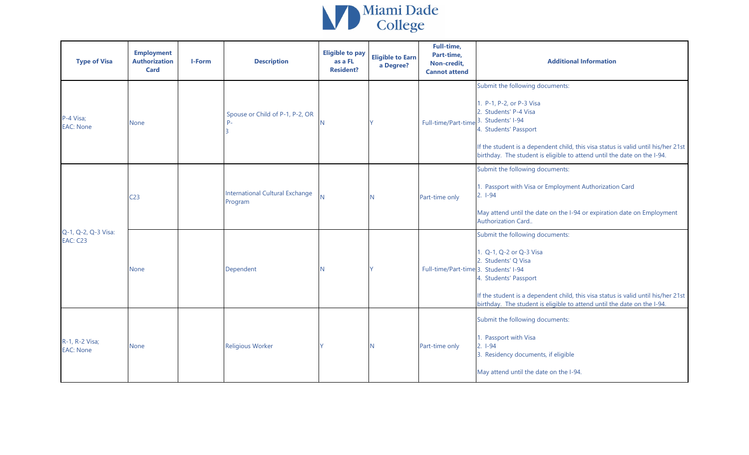| Type of Visa | Employment Authorization Card | I-Form | Description | Eligible to pay as a FL Resident? | Eligible to Earn a Degree? | Full-time, Part-time, Non-credit, Cannot attend | Additional Information |
|---|---|---|---|---|---|---|---|
| P-4 Visa; EAC: None | None | | Spouse or Child of P-1, P-2, OR P-3 | N | Y | Full-time/Part-time | Submit the following documents:<br><br>1. P-1, P-2, or P-3 Visa<br>2. Students' P-4 Visa<br>3. Students' I-94<br>4. Students' Passport<br><br>If the student is a dependent child, this visa status is valid until his/her 21st birthday. The student is eligible to attend until the date on the I-94. |
| Q-1, Q-2, Q-3 Visa: EAC: C23 | C23 | | International Cultural Exchange Program | N | N | Part-time only | Submit the following documents:<br><br>1. Passport with Visa or Employment Authorization Card<br>2. I-94<br><br>May attend until the date on the I-94 or expiration date on Employment Authorization Card.. |
| | None | | Dependent | N | Y | Full-time/Part-time | Submit the following documents:<br><br>1. Q-1, Q-2 or Q-3 Visa<br>2. Students' Q Visa<br>3. Students' I-94<br>4. Students' Passport<br><br>If the student is a dependent child, this visa status is valid until his/her 21st birthday. The student is eligible to attend until the date on the I-94. |
| R-1, R-2 Visa; EAC: None | None | | Religious Worker | Y | N | Part-time only | Submit the following documents:<br><br>1. Passport with Visa<br>2. I-94<br>3. Residency documents, if eligible<br><br>May attend until the date on the I-94. |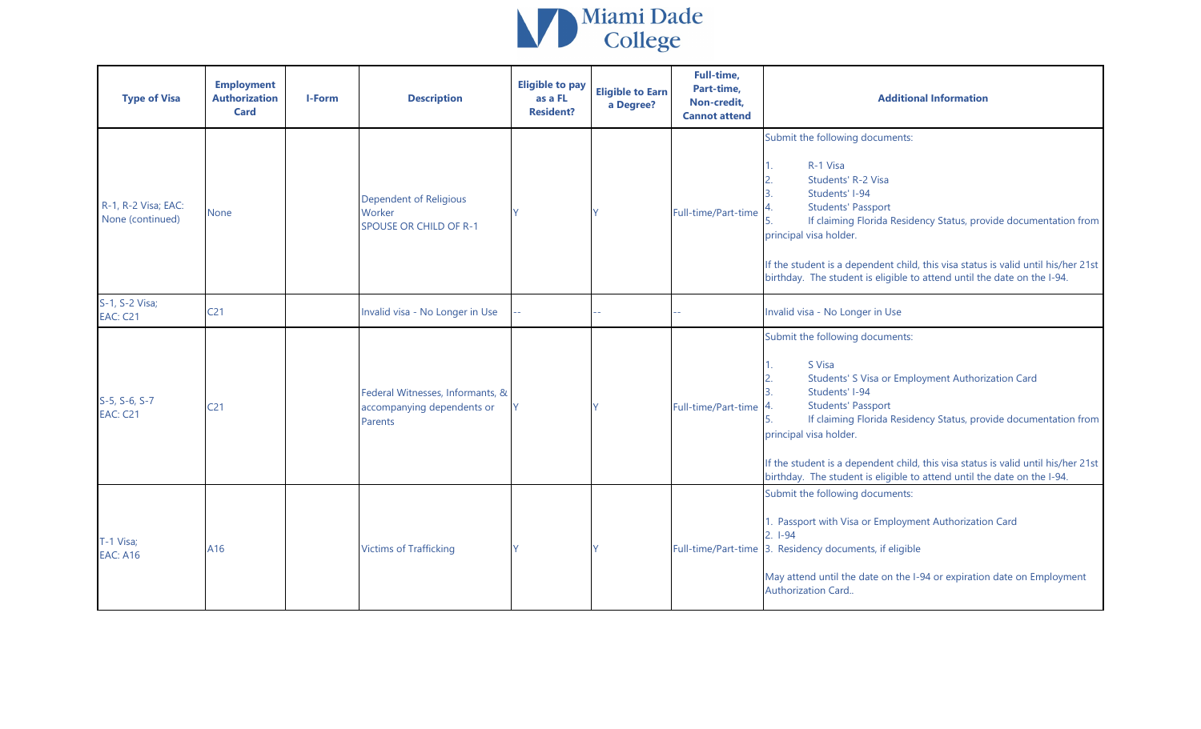| Type of Visa | Employment Authorization Card | I-Form | Description | Eligible to pay as a FL Resident? | Eligible to Earn a Degree? | Full-time, Part-time, Non-credit, Cannot attend | Additional Information |
|---|---|---|---|---|---|---|---|
| R-1, R-2 Visa; EAC: None (continued) | None | | Dependent of Religious Worker<br>SPOUSE OR CHILD OF R-1 | Y | Y | Full-time/Part-time | Submit the following documents:<br><br>1. R-1 Visa<br>2. Students' R-2 Visa<br>3. Students' I-94<br>4. Students' Passport<br>5. If claiming Florida Residency Status, provide documentation from principal visa holder.<br><br>If the student is a dependent child, this visa status is valid until his/her 21st birthday. The student is eligible to attend until the date on the I-94. |
| S-1, S-2 Visa;<br>EAC: C21 | C21 | | Invalid visa - No Longer in Use | -- | -- | -- | Invalid visa - No Longer in Use |
| S-5, S-6, S-7<br>EAC: C21 | C21 | | Federal Witnesses, Informants, & accompanying dependents or Parents | Y | Y | Full-time/Part-time | Submit the following documents:<br><br>1. S Visa<br>2. Students' S Visa or Employment Authorization Card<br>3. Students' I-94<br>4. Students' Passport<br>5. If claiming Florida Residency Status, provide documentation from principal visa holder.<br><br>If the student is a dependent child, this visa status is valid until his/her 21st birthday. The student is eligible to attend until the date on the I-94. |
| T-1 Visa;<br>EAC: A16 | A16 | | Victims of Trafficking | Y | Y | Full-time/Part-time | Submit the following documents:<br><br>1. Passport with Visa or Employment Authorization Card<br>2. I-94<br>3. Residency documents, if eligible<br><br>May attend until the date on the I-94 or expiration date on Employment Authorization Card.. |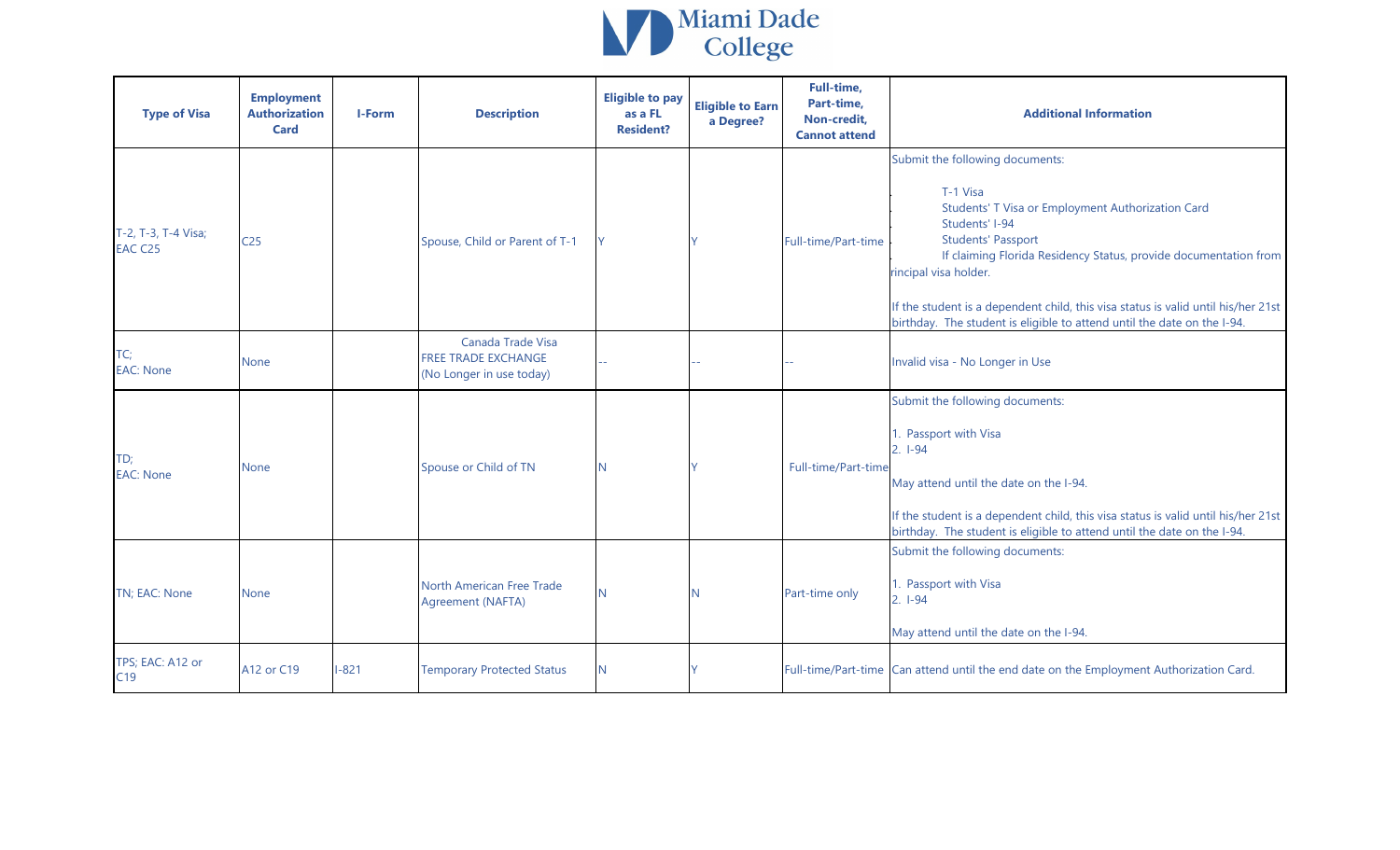| Type of Visa | Employment Authorization Card | I-Form | Description | Eligible to pay as a FL Resident? | Eligible to Earn a Degree? | Full-time, Part-time, Non-credit, Cannot attend | Additional Information |
|---|---|---|---|---|---|---|---|
| T-2, T-3, T-4 Visa; EAC C25 | C25 | | Spouse, Child or Parent of T-1 | Y | Y | Full-time/Part-time | Submit the following documents:<br><br>. T-1 Visa<br>. Students' T Visa or Employment Authorization Card<br>. Students' I-94<br>. Students' Passport<br>. If claiming Florida Residency Status, provide documentation from rincipal visa holder.<br><br>If the student is a dependent child, this visa status is valid until his/her 21st birthday. The student is eligible to attend until the date on the I-94. |
| TC; EAC: None | None | | Canada Trade Visa FREE TRADE EXCHANGE (No Longer in use today) | -- | -- | -- | Invalid visa - No Longer in Use |
| TD; EAC: None | None | | Spouse or Child of TN | N | Y | Full-time/Part-time | Submit the following documents:<br><br>1. Passport with Visa<br>2. I-94<br><br>May attend until the date on the I-94.<br><br>If the student is a dependent child, this visa status is valid until his/her 21st birthday. The student is eligible to attend until the date on the I-94. |
| TN; EAC: None | None | | North American Free Trade Agreement (NAFTA) | N | N | Part-time only | Submit the following documents:<br><br>1. Passport with Visa<br>2. I-94<br><br>May attend until the date on the I-94. |
| TPS; EAC: A12 or C19 | A12 or C19 | I-821 | Temporary Protected Status | N | Y | Full-time/Part-time | Can attend until the end date on the Employment Authorization Card. |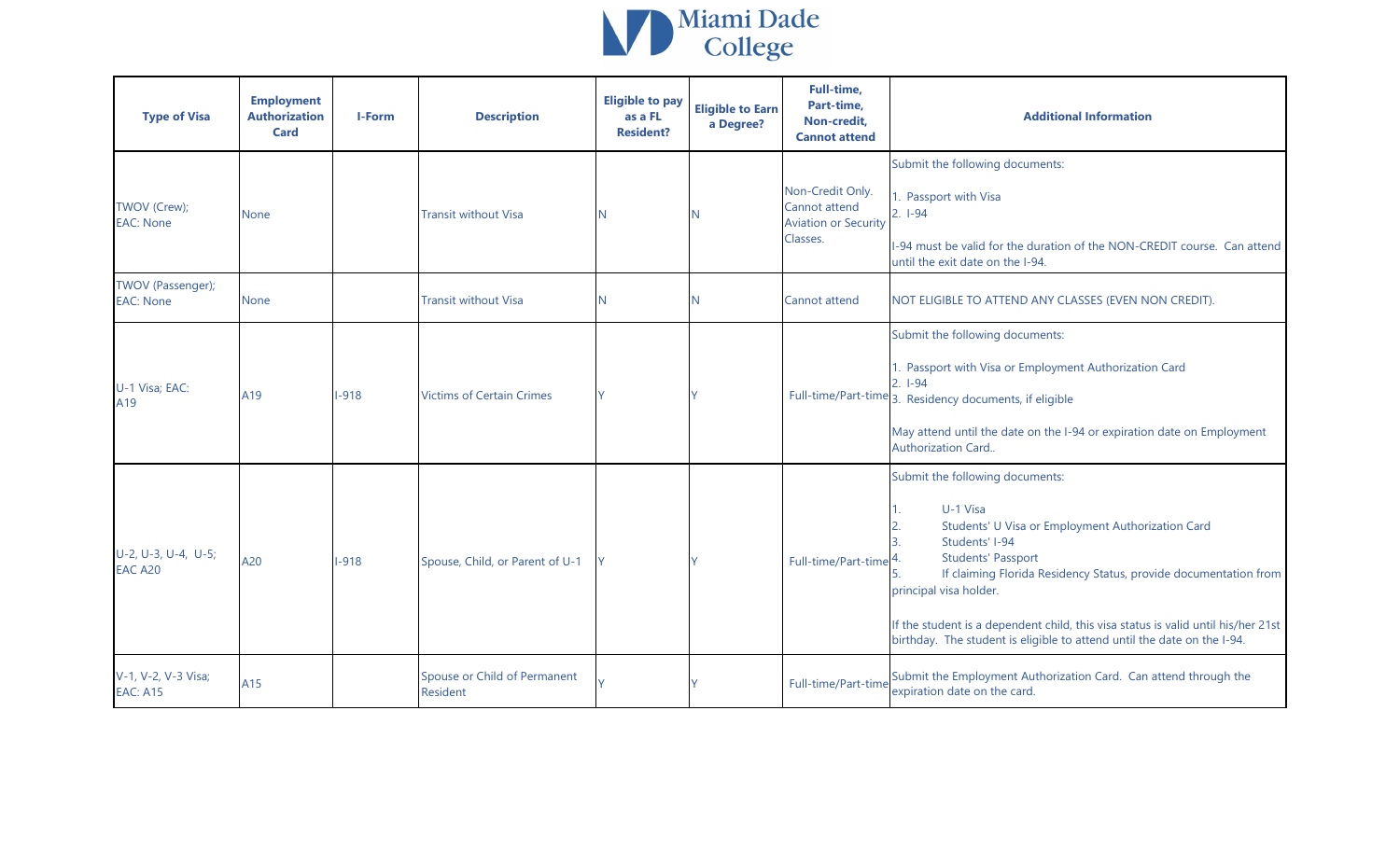| Type of Visa | Employment Authorization Card | I-Form | Description | Eligible to pay as a FL Resident? | Eligible to Earn a Degree? | Full-time, Part-time, Non-credit, Cannot attend | Additional Information |
|---|---|---|---|---|---|---|---|
| TWOV (Crew); EAC: None | None | | Transit without Visa | N | N | Non-Credit Only. Cannot attend Aviation or Security Classes. | Submit the following documents:<br><br>1. Passport with Visa<br>2. I-94<br><br>I-94 must be valid for the duration of the NON-CREDIT course. Can attend until the exit date on the I-94. |
| TWOV (Passenger); EAC: None | None | | Transit without Visa | N | N | Cannot attend | NOT ELIGIBLE TO ATTEND ANY CLASSES (EVEN NON CREDIT). |
| U-1 Visa; EAC: A19 | A19 | I-918 | Victims of Certain Crimes | Y | Y | Full-time/Part-time | Submit the following documents:<br><br>1. Passport with Visa or Employment Authorization Card<br>2. I-94<br>3. Residency documents, if eligible<br><br>May attend until the date on the I-94 or expiration date on Employment Authorization Card.. |
| U-2, U-3, U-4, U-5; EAC A20 | A20 | I-918 | Spouse, Child, or Parent of U-1 | Y | Y | Full-time/Part-time | Submit the following documents:<br><br>1. U-1 Visa<br>2. Students' U Visa or Employment Authorization Card<br>3. Students' I-94<br>4. Students' Passport<br>5. If claiming Florida Residency Status, provide documentation from principal visa holder.<br><br>If the student is a dependent child, this visa status is valid until his/her 21st birthday. The student is eligible to attend until the date on the I-94. |
| V-1, V-2, V-3 Visa; EAC: A15 | A15 | | Spouse or Child of Permanent Resident | Y | Y | Full-time/Part-time | Submit the Employment Authorization Card. Can attend through the expiration date on the card. |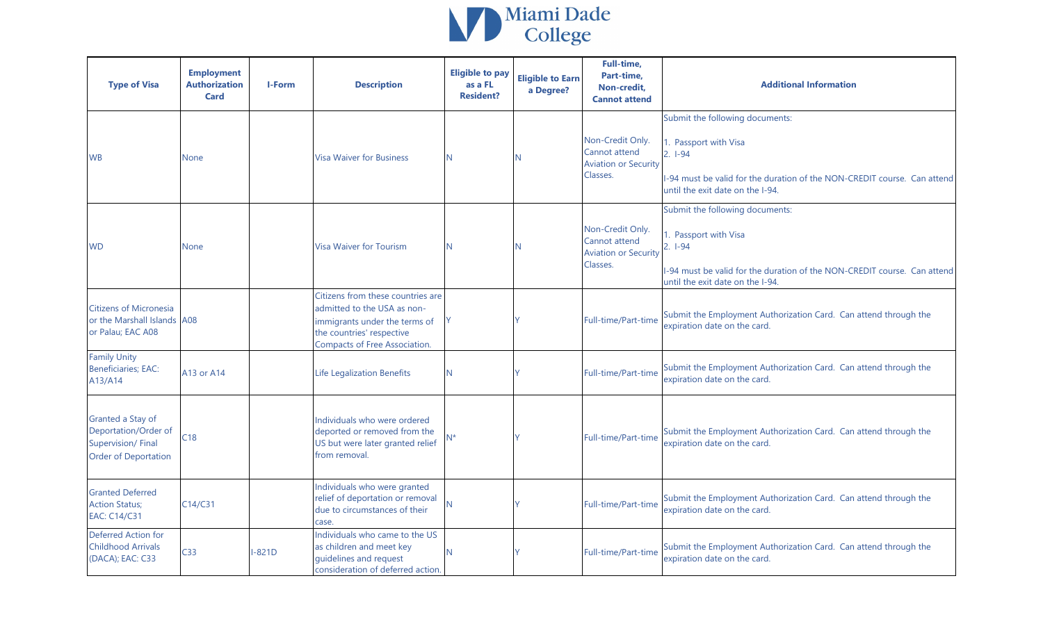| Type of Visa | Employment Authorization Card | I-Form | Description | Eligible to pay as a FL Resident? | Eligible to Earn a Degree? | Full-time, Part-time, Non-credit, Cannot attend | Additional Information |
|---|---|---|---|---|---|---|---|
| WB | None | | Visa Waiver for Business | N | N | Non-Credit Only. Cannot attend Aviation or Security Classes. | Submit the following documents:<br><br>1. Passport with Visa<br>2. I-94<br><br>I-94 must be valid for the duration of the NON-CREDIT course. Can attend until the exit date on the I-94. |
| WD | None | | Visa Waiver for Tourism | N | N | Non-Credit Only. Cannot attend Aviation or Security Classes. | Submit the following documents:<br><br>1. Passport with Visa<br>2. I-94<br><br>I-94 must be valid for the duration of the NON-CREDIT course. Can attend until the exit date on the I-94. |
| Citizens of Micronesia or the Marshall Islands or Palau; EAC A08 | A08 | | Citizens from these countries are admitted to the USA as non-immigrants under the terms of the countries' respective Compacts of Free Association. | Y | Y | Full-time/Part-time | Submit the Employment Authorization Card. Can attend through the expiration date on the card. |
| Family Unity Beneficiaries; EAC: A13/A14 | A13 or A14 | | Life Legalization Benefits | N | Y | Full-time/Part-time | Submit the Employment Authorization Card. Can attend through the expiration date on the card. |
| Granted a Stay of Deportation/Order of Supervision/ Final Order of Deportation | C18 | | Individuals who were ordered deported or removed from the US but were later granted relief from removal. | N* | Y | Full-time/Part-time | Submit the Employment Authorization Card. Can attend through the expiration date on the card. |
| Granted Deferred Action Status; EAC: C14/C31 | C14/C31 | | Individuals who were granted relief of deportation or removal due to circumstances of their case. | N | Y | Full-time/Part-time | Submit the Employment Authorization Card. Can attend through the expiration date on the card. |
| Deferred Action for Childhood Arrivals (DACA); EAC: C33 | C33 | I-821D | Individuals who came to the US as children and meet key guidelines and request consideration of deferred action. | N | Y | Full-time/Part-time | Submit the Employment Authorization Card. Can attend through the expiration date on the card. |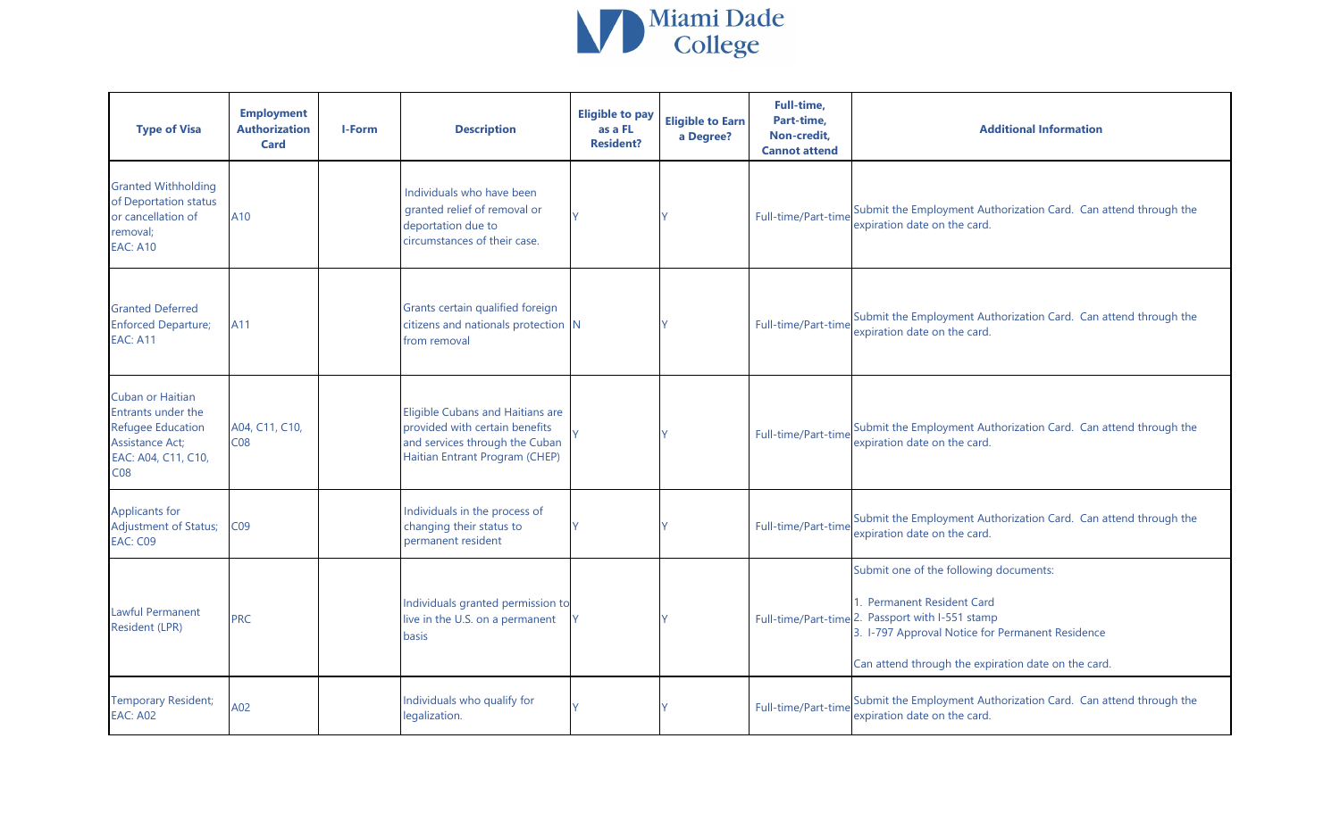| Type of Visa | Employment Authorization Card | I-Form | Description | Eligible to pay as a FL Resident? | Eligible to Earn a Degree? | Full-time, Part-time, Non-credit, Cannot attend | Additional Information |
|---|---|---|---|---|---|---|---|
| Granted Withholding of Deportation status or cancellation of removal; EAC: A10 | A10 | | Individuals who have been granted relief of removal or deportation due to circumstances of their case. | Y | Y | Full-time/Part-time | Submit the Employment Authorization Card. Can attend through the expiration date on the card. |
| Granted Deferred Enforced Departure; EAC: A11 | A11 | | Grants certain qualified foreign citizens and nationals protection from removal | N | Y | Full-time/Part-time | Submit the Employment Authorization Card. Can attend through the expiration date on the card. |
| Cuban or Haitian Entrants under the Refugee Education Assistance Act; EAC: A04, C11, C10, C08 | A04, C11, C10, C08 | | Eligible Cubans and Haitians are provided with certain benefits and services through the Cuban Haitian Entrant Program (CHEP) | Y | Y | Full-time/Part-time | Submit the Employment Authorization Card. Can attend through the expiration date on the card. |
| Applicants for Adjustment of Status; EAC: C09 | C09 | | Individuals in the process of changing their status to permanent resident | Y | Y | Full-time/Part-time | Submit the Employment Authorization Card. Can attend through the expiration date on the card. |
| Lawful Permanent Resident (LPR) | PRC | | Individuals granted permission to live in the U.S. on a permanent basis | Y | Y | Full-time/Part-time | Submit one of the following documents:<br><br>1. Permanent Resident Card<br>2. Passport with I-551 stamp<br>3. I-797 Approval Notice for Permanent Residence<br><br>Can attend through the expiration date on the card. |
| Temporary Resident; EAC: A02 | A02 | | Individuals who qualify for legalization. | Y | Y | Full-time/Part-time | Submit the Employment Authorization Card. Can attend through the expiration date on the card. |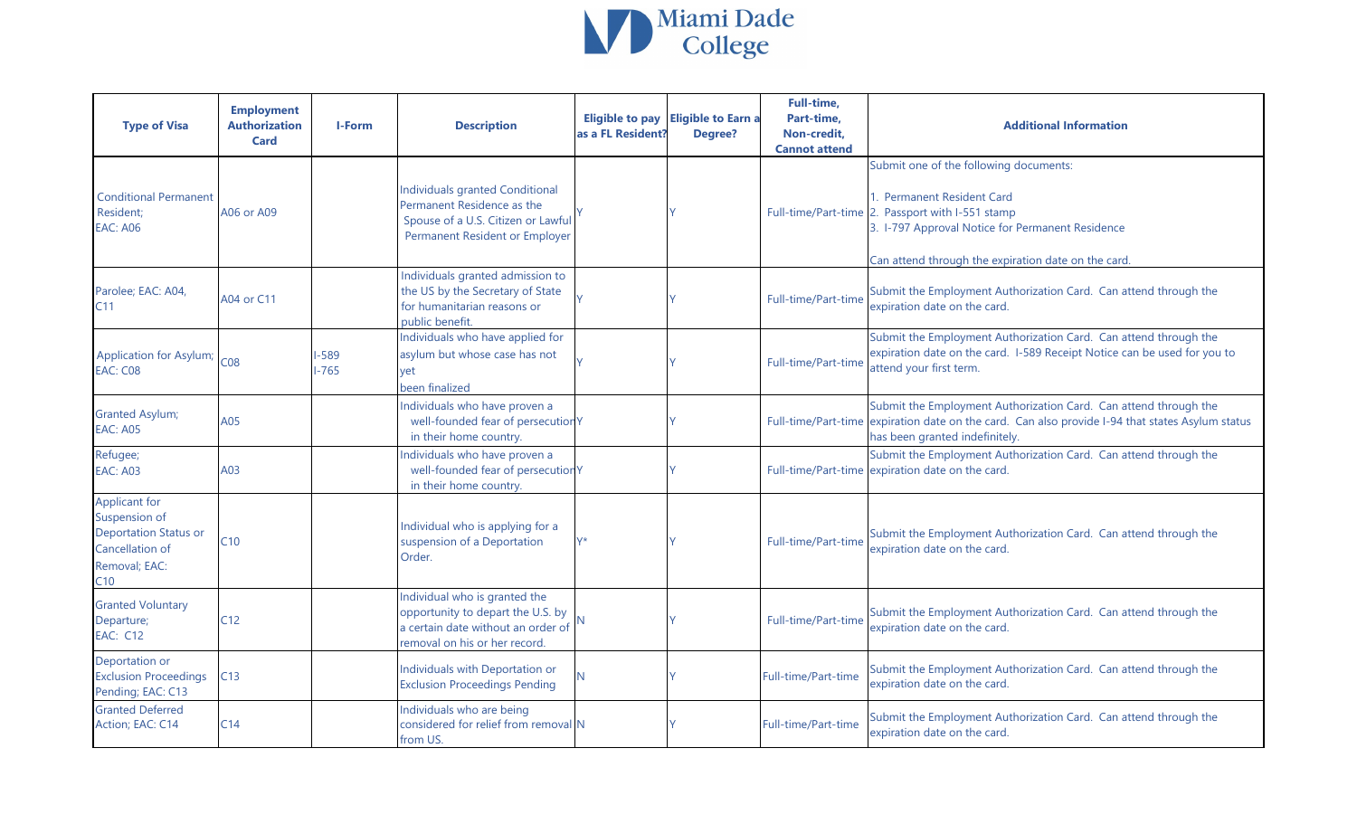| Type of Visa | Employment Authorization Card | I-Form | Description | Eligible to pay as a FL Resident? | Eligible to Earn a Degree? | Full-time, Part-time, Non-credit, Cannot attend | Additional Information |
|---|---|---|---|---|---|---|---|
| Conditional Permanent Resident; EAC: A06 | A06 or A09 | | Individuals granted Conditional Permanent Residence as the Spouse of a U.S. Citizen or Lawful Permanent Resident or Employer | Y | Y | Full-time/Part-time | Submit one of the following documents:<br><br>1. Permanent Resident Card<br>2. Passport with I-551 stamp<br>3. I-797 Approval Notice for Permanent Residence<br><br>Can attend through the expiration date on the card. |
| Parolee; EAC: A04, C11 | A04 or C11 | | Individuals granted admission to the US by the Secretary of State for humanitarian reasons or public benefit. | Y | Y | Full-time/Part-time | Submit the Employment Authorization Card. Can attend through the expiration date on the card. |
| Application for Asylum; EAC: C08 | C08 | I-589<br>I-765 | Individuals who have applied for asylum but whose case has not yet been finalized | Y | Y | Full-time/Part-time | Submit the Employment Authorization Card. Can attend through the expiration date on the card. I-589 Receipt Notice can be used for you to attend your first term. |
| Granted Asylum; EAC: A05 | A05 | | Individuals who have proven a well-founded fear of persecution in their home country. | Y | Y | Full-time/Part-time | Submit the Employment Authorization Card. Can attend through the expiration date on the card. Can also provide I-94 that states Asylum status has been granted indefinitely. |
| Refugee; EAC: A03 | A03 | | Individuals who have proven a well-founded fear of persecution in their home country. | Y | Y | Full-time/Part-time | Submit the Employment Authorization Card. Can attend through the expiration date on the card. |
| Applicant for Suspension of Deportation Status or Cancellation of Removal; EAC: C10 | C10 | | Individual who is applying for a suspension of a Deportation Order. | Y* | Y | Full-time/Part-time | Submit the Employment Authorization Card. Can attend through the expiration date on the card. |
| Granted Voluntary Departure; EAC: C12 | C12 | | Individual who is granted the opportunity to depart the U.S. by a certain date without an order of removal on his or her record. | N | Y | Full-time/Part-time | Submit the Employment Authorization Card. Can attend through the expiration date on the card. |
| Deportation or Exclusion Proceedings Pending; EAC: C13 | C13 | | Individuals with Deportation or Exclusion Proceedings Pending | N | Y | Full-time/Part-time | Submit the Employment Authorization Card. Can attend through the expiration date on the card. |
| Granted Deferred Action; EAC: C14 | C14 | | Individuals who are being considered for relief from removal from US. | N | Y | Full-time/Part-time | Submit the Employment Authorization Card. Can attend through the expiration date on the card. |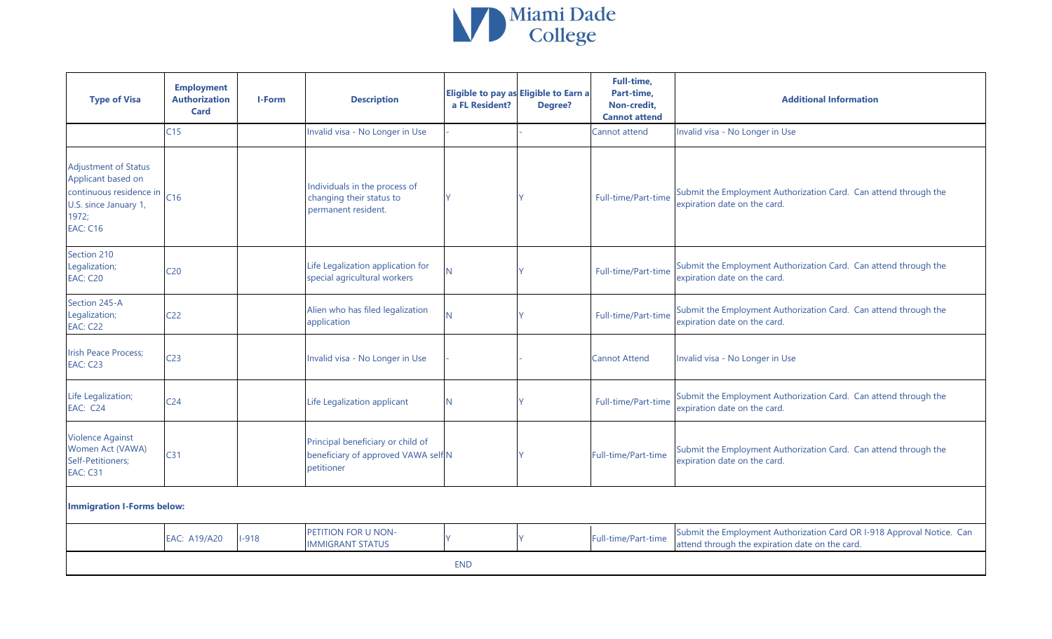| Type of Visa | Employment Authorization Card | I-Form | Description | Eligible to pay as a FL Resident? | Eligible to Earn a Degree? | Full-time, Part-time, Non-credit, Cannot attend | Additional Information |
|---|---|---|---|---|---|---|---|
| | C15 | | Invalid visa - No Longer in Use | - | - | Cannot attend | Invalid visa - No Longer in Use |
| Adjustment of Status Applicant based on continuous residence in U.S. since January 1, 1972; EAC: C16 | C16 | | Individuals in the process of changing their status to permanent resident. | Y | Y | Full-time/Part-time | Submit the Employment Authorization Card. Can attend through the expiration date on the card. |
| Section 210 Legalization; EAC: C20 | C20 | | Life Legalization application for special agricultural workers | N | Y | Full-time/Part-time | Submit the Employment Authorization Card. Can attend through the expiration date on the card. |
| Section 245-A Legalization; EAC: C22 | C22 | | Alien who has filed legalization application | N | Y | Full-time/Part-time | Submit the Employment Authorization Card. Can attend through the expiration date on the card. |
| Irish Peace Process; EAC: C23 | C23 | | Invalid visa - No Longer in Use | - | - | Cannot Attend | Invalid visa - No Longer in Use |
| Life Legalization; EAC: C24 | C24 | | Life Legalization applicant | N | Y | Full-time/Part-time | Submit the Employment Authorization Card. Can attend through the expiration date on the card. |
| Violence Against Women Act (VAWA) Self-Petitioners; EAC: C31 | C31 | | Principal beneficiary or child of beneficiary of approved VAWA self petitioner | N | Y | Full-time/Part-time | Submit the Employment Authorization Card. Can attend through the expiration date on the card. |
| **Immigration I-Forms below:** | | | | | | | |
| | EAC: A19/A20 | I-918 | PETITION FOR U NON-IMMIGRANT STATUS | Y | Y | Full-time/Part-time | Submit the Employment Authorization Card OR I-918 Approval Notice. Can attend through the expiration date on the card. |
| | | | END | | | | |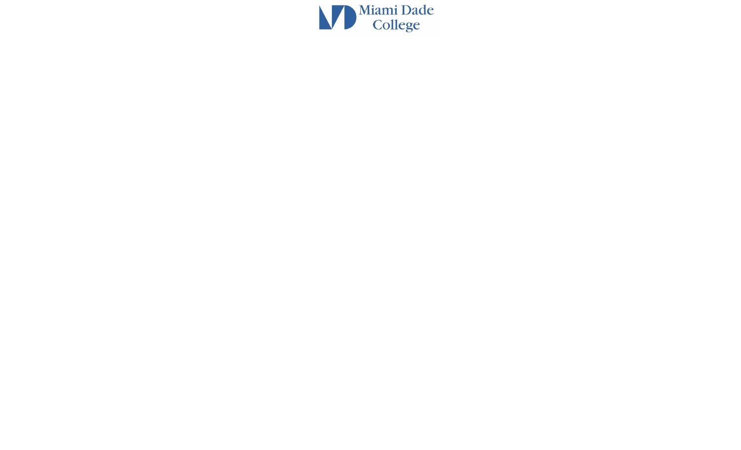Miami Dade College